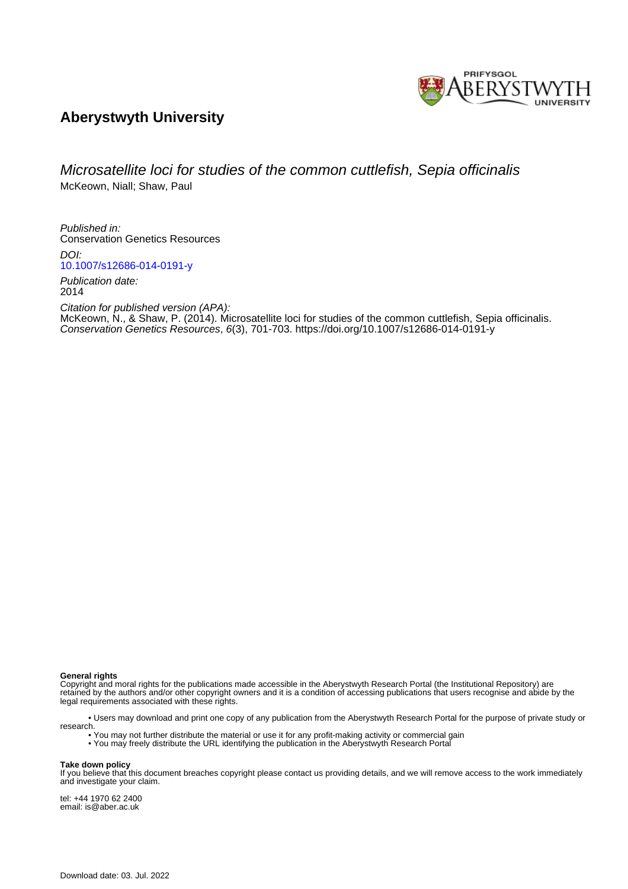# Aberystwyth University

## Microsatellite loci for studies of the common cuttlefish, Sepia officinalis

McKeown, Niall; Shaw, Paul

*Published in:*
Conservation Genetics Resources

*DOI:*
10.1007/s12686-014-0191-y

*Publication date:*
2014

*Citation for published version (APA):*
McKeown, N., & Shaw, P. (2014). Microsatellite loci for studies of the common cuttlefish, Sepia officinalis. *Conservation Genetics Resources*, *6*(3), 701-703. https://doi.org/10.1007/s12686-014-0191-y

**General rights**
Copyright and moral rights for the publications made accessible in the Aberystwyth Research Portal (the Institutional Repository) are retained by the authors and/or other copyright owners and it is a condition of accessing publications that users recognise and abide by the legal requirements associated with these rights.

- Users may download and print one copy of any publication from the Aberystwyth Research Portal for the purpose of private study or research.
- You may not further distribute the material or use it for any profit-making activity or commercial gain
- You may freely distribute the URL identifying the publication in the Aberystwyth Research Portal

**Take down policy**
If you believe that this document breaches copyright please contact us providing details, and we will remove access to the work immediately and investigate your claim.

tel: +44 1970 62 2400
email: is@aber.ac.uk

Download date: 03. Jul. 2022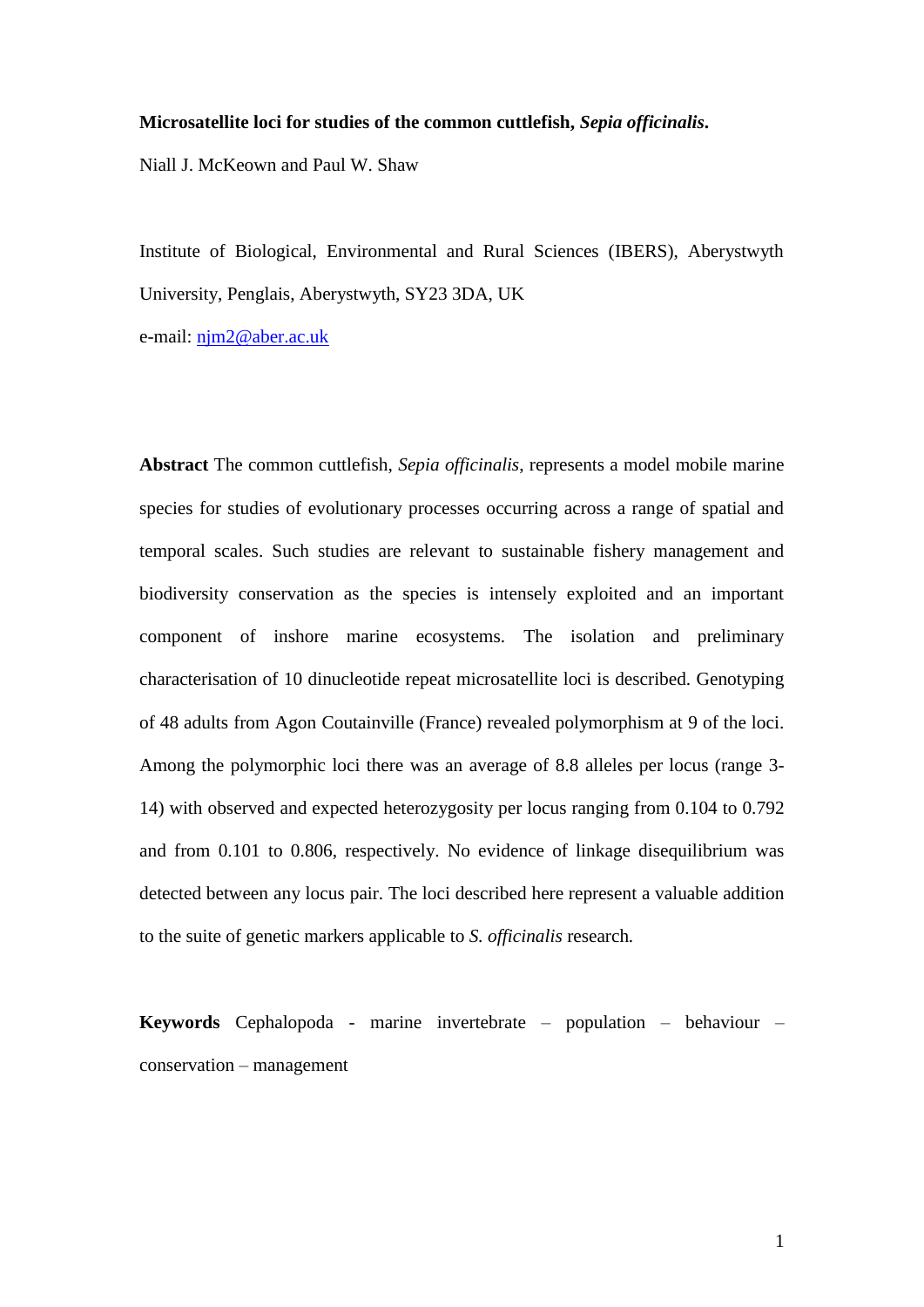**Microsatellite loci for studies of the common cuttlefish, *Sepia officinalis*.**

Niall J. McKeown and Paul W. Shaw

Institute of Biological, Environmental and Rural Sciences (IBERS), Aberystwyth University, Penglais, Aberystwyth, SY23 3DA, UK

e-mail: njm2@aber.ac.uk

**Abstract** The common cuttlefish, *Sepia officinalis*, represents a model mobile marine species for studies of evolutionary processes occurring across a range of spatial and temporal scales. Such studies are relevant to sustainable fishery management and biodiversity conservation as the species is intensely exploited and an important component of inshore marine ecosystems. The isolation and preliminary characterisation of 10 dinucleotide repeat microsatellite loci is described. Genotyping of 48 adults from Agon Coutainville (France) revealed polymorphism at 9 of the loci. Among the polymorphic loci there was an average of 8.8 alleles per locus (range 3-14) with observed and expected heterozygosity per locus ranging from 0.104 to 0.792 and from 0.101 to 0.806, respectively. No evidence of linkage disequilibrium was detected between any locus pair. The loci described here represent a valuable addition to the suite of genetic markers applicable to *S. officinalis* research.

**Keywords** Cephalopoda - marine invertebrate – population – behaviour – conservation – management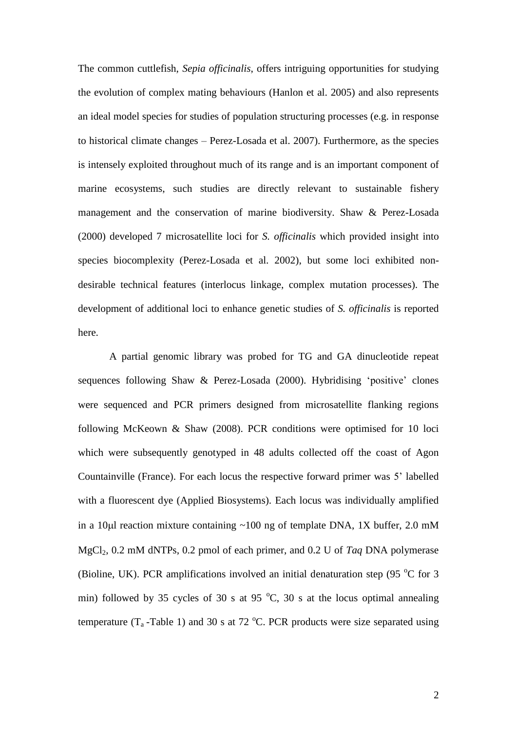The common cuttlefish, *Sepia officinalis*, offers intriguing opportunities for studying the evolution of complex mating behaviours (Hanlon et al. 2005) and also represents an ideal model species for studies of population structuring processes (e.g. in response to historical climate changes – Perez-Losada et al. 2007). Furthermore, as the species is intensely exploited throughout much of its range and is an important component of marine ecosystems, such studies are directly relevant to sustainable fishery management and the conservation of marine biodiversity. Shaw & Perez-Losada (2000) developed 7 microsatellite loci for *S. officinalis* which provided insight into species biocomplexity (Perez-Losada et al. 2002), but some loci exhibited non-desirable technical features (interlocus linkage, complex mutation processes). The development of additional loci to enhance genetic studies of *S. officinalis* is reported here.

A partial genomic library was probed for TG and GA dinucleotide repeat sequences following Shaw & Perez-Losada (2000). Hybridising 'positive' clones were sequenced and PCR primers designed from microsatellite flanking regions following McKeown & Shaw (2008). PCR conditions were optimised for 10 loci which were subsequently genotyped in 48 adults collected off the coast of Agon Countainville (France). For each locus the respective forward primer was 5' labelled with a fluorescent dye (Applied Biosystems). Each locus was individually amplified in a 10μl reaction mixture containing ~100 ng of template DNA, 1X buffer, 2.0 mM $MgCl_2$, 0.2 mM dNTPs, 0.2 pmol of each primer, and 0.2 U of *Taq* DNA polymerase (Bioline, UK). PCR amplifications involved an initial denaturation step (95 °C for 3 min) followed by 35 cycles of 30 s at 95 °C, 30 s at the locus optimal annealing temperature ($T_a$ -Table 1) and 30 s at 72 °C. PCR products were size separated using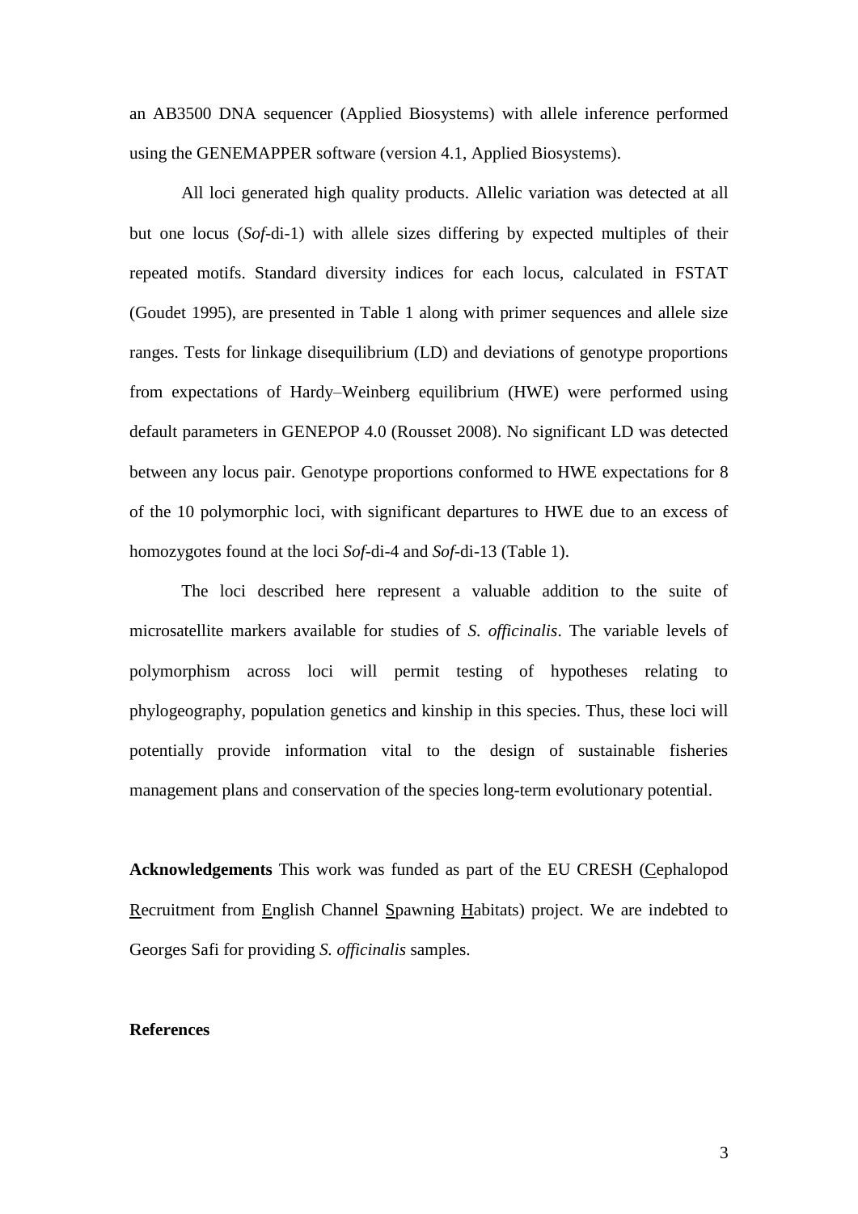an AB3500 DNA sequencer (Applied Biosystems) with allele inference performed using the GENEMAPPER software (version 4.1, Applied Biosystems).

All loci generated high quality products. Allelic variation was detected at all but one locus (*Sof*-di-1) with allele sizes differing by expected multiples of their repeated motifs. Standard diversity indices for each locus, calculated in FSTAT (Goudet 1995), are presented in Table 1 along with primer sequences and allele size ranges. Tests for linkage disequilibrium (LD) and deviations of genotype proportions from expectations of Hardy–Weinberg equilibrium (HWE) were performed using default parameters in GENEPOP 4.0 (Rousset 2008). No significant LD was detected between any locus pair. Genotype proportions conformed to HWE expectations for 8 of the 10 polymorphic loci, with significant departures to HWE due to an excess of homozygotes found at the loci *Sof*-di-4 and *Sof*-di-13 (Table 1).

The loci described here represent a valuable addition to the suite of microsatellite markers available for studies of *S. officinalis*. The variable levels of polymorphism across loci will permit testing of hypotheses relating to phylogeography, population genetics and kinship in this species. Thus, these loci will potentially provide information vital to the design of sustainable fisheries management plans and conservation of the species long-term evolutionary potential.

**Acknowledgements** This work was funded as part of the EU CRESH (Cephalopod Recruitment from English Channel Spawning Habitats) project. We are indebted to Georges Safi for providing *S. officinalis* samples.

**References**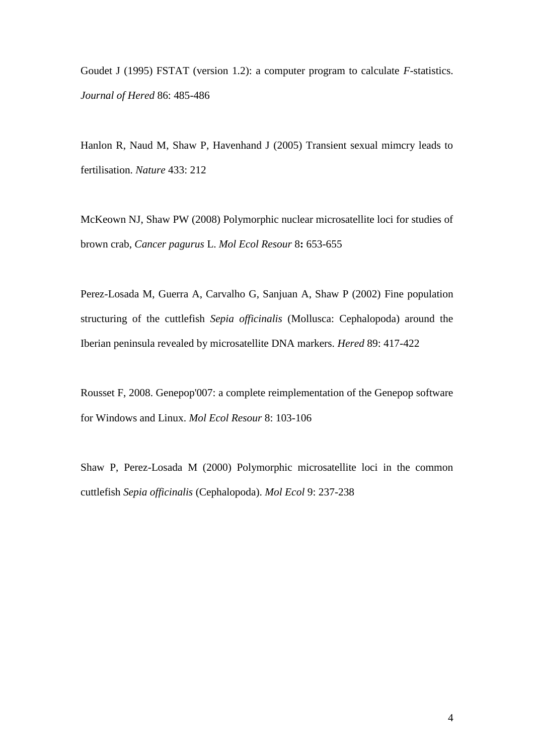Goudet J (1995) FSTAT (version 1.2): a computer program to calculate *F*-statistics. *Journal of Hered* 86: 485-486

Hanlon R, Naud M, Shaw P, Havenhand J (2005) Transient sexual mimcry leads to fertilisation. *Nature* 433: 212

McKeown NJ, Shaw PW (2008) Polymorphic nuclear microsatellite loci for studies of brown crab, *Cancer pagurus* L. *Mol Ecol Resour* 8**:** 653-655

Perez-Losada M, Guerra A, Carvalho G, Sanjuan A, Shaw P (2002) Fine population structuring of the cuttlefish *Sepia officinalis* (Mollusca: Cephalopoda) around the Iberian peninsula revealed by microsatellite DNA markers. *Hered* 89: 417-422

Rousset F, 2008. Genepop'007: a complete reimplementation of the Genepop software for Windows and Linux. *Mol Ecol Resour* 8: 103-106

Shaw P, Perez-Losada M (2000) Polymorphic microsatellite loci in the common cuttlefish *Sepia officinalis* (Cephalopoda). *Mol Ecol* 9: 237-238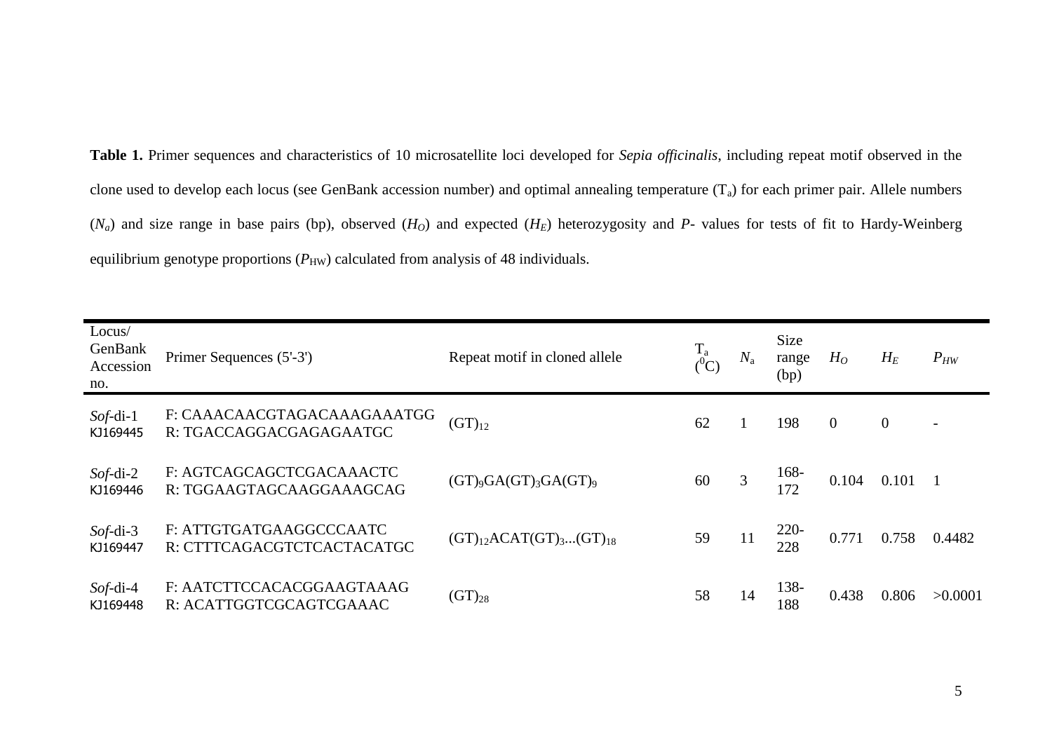**Table 1.** Primer sequences and characteristics of 10 microsatellite loci developed for *Sepia officinalis*, including repeat motif observed in the clone used to develop each locus (see GenBank accession number) and optimal annealing temperature ($T_a$) for each primer pair. Allele numbers ($N_a$) and size range in base pairs (bp), observed ($H_O$) and expected ($H_E$) heterozygosity and *P*- values for tests of fit to Hardy-Weinberg equilibrium genotype proportions ($P_{HW}$) calculated from analysis of 48 individuals.

| Locus/ GenBank Accession no. | Primer Sequences (5'-3') | Repeat motif in cloned allele | $T_a$ ($^0$C) | $N_a$ | Size range (bp) | $H_O$ | $H_E$ | $P_{HW}$ |
|---|---|---|---|---|---|---|---|---|
| *Sof*-di-1 KJ169445 | F: CAAACAACGTAGACAAAGAAATGG R: TGACCAGGACGAGAGAATGC | $(GT)_{12}$ | 62 | 1 | 198 | 0 | 0 | - |
| *Sof*-di-2 KJ169446 | F: AGTCAGCAGCTCGACAAACTC R: TGGAAGTAGCAAGGAAAGCAG | $(GT)_9GA(GT)_3GA(GT)_9$ | 60 | 3 | 168-172 | 0.104 | 0.101 | 1 |
| *Sof*-di-3 KJ169447 | F: ATTGTGATGAAGGCCCAATC R: CTTTCAGACGTCTCACTACATGC | $(GT)_{12}ACAT(GT)_3...(GT)_{18}$ | 59 | 11 | 220-228 | 0.771 | 0.758 | 0.4482 |
| *Sof*-di-4 KJ169448 | F: AATCTTCCACACGGAAGTAAAG R: ACATTGGTCGCAGTCGAAAC | $(GT)_{28}$ | 58 | 14 | 138-188 | 0.438 | 0.806 | >0.0001 |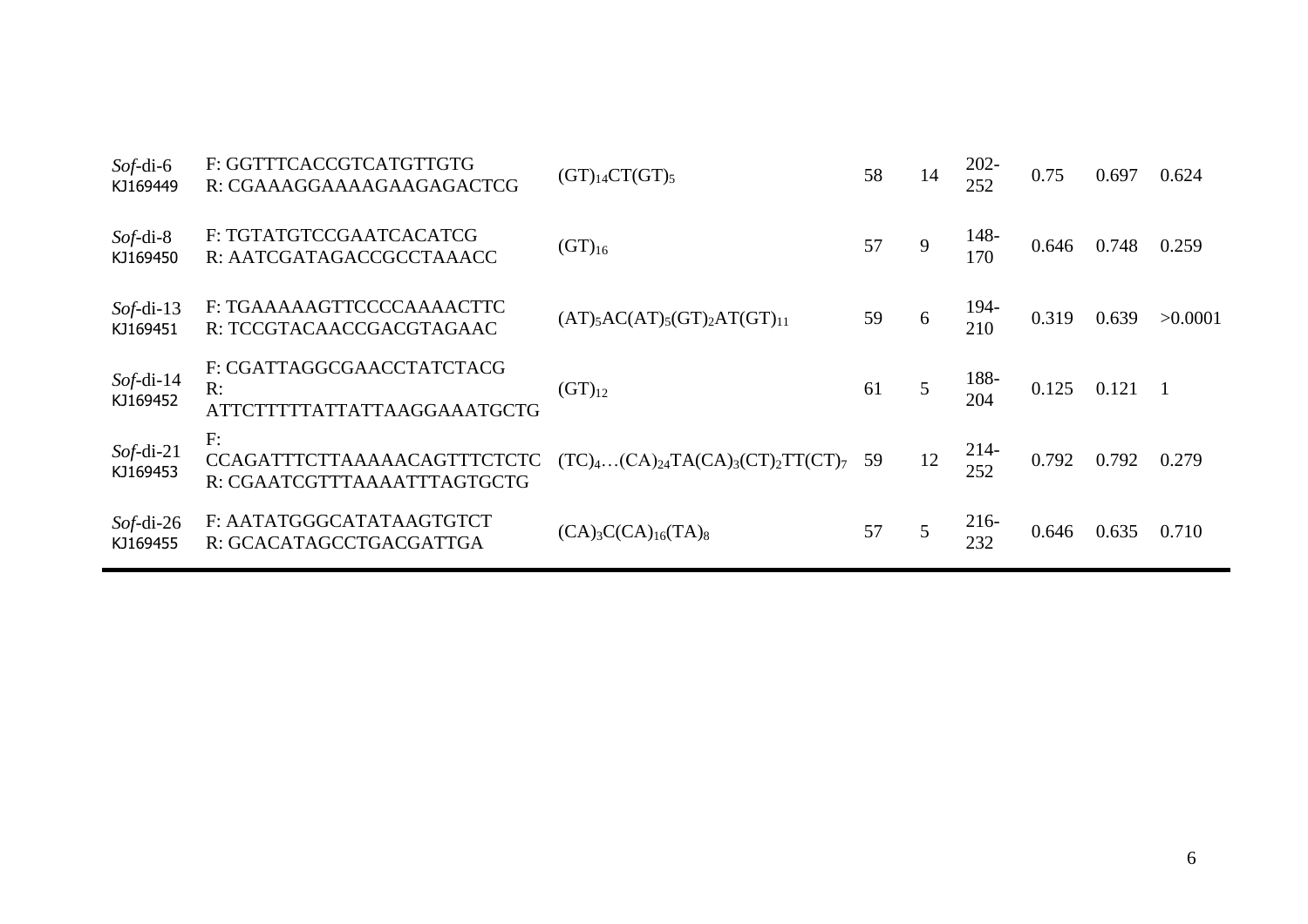| | | | | | | | | |
|---|---|---|---|---|---|---|---|---|
| *Sof*-di-6 KJ169449 | F: GGTTTCACCGTCATGTTGTG R: CGAAAGGAAAAGAAGAGACTCG | $(GT)_{14}CT(GT)_5$ | 58 | 14 | 202-252 | 0.75 | 0.697 | 0.624 |
| *Sof*-di-8 KJ169450 | F: TGTATGTCCGAATCACATCG R: AATCGATAGACCGCCTAAACC | $(GT)_{16}$ | 57 | 9 | 148-170 | 0.646 | 0.748 | 0.259 |
| *Sof*-di-13 KJ169451 | F: TGAAAAAGTTCCCCAAAACTTC R: TCCGTACAACCGACGTAGAAC | $(AT)_5AC(AT)_5(GT)_2AT(GT)_{11}$ | 59 | 6 | 194-210 | 0.319 | 0.639 | >0.0001 |
| *Sof*-di-14 KJ169452 | F: CGATTAGGCGAACCTATCTACG R: ATTCTTTTTATTATTAAGGAAATGCTG | $(GT)_{12}$ | 61 | 5 | 188-204 | 0.125 | 0.121 | 1 |
| *Sof*-di-21 KJ169453 | F: CCAGATTTCTTAAAAACAGTTTCTCTC R: CGAATCGTTTAAAATTTAGTGCTG | $(TC)_4…(CA)_{24}TA(CA)_3(CT)_2TT(CT)_7$ | 59 | 12 | 214-252 | 0.792 | 0.792 | 0.279 |
| *Sof*-di-26 KJ169455 | F: AATATGGGCATATAAGTGTCT R: GCACATAGCCTGACGATTGA | $(CA)_3C(CA)_{16}(TA)_8$ | 57 | 5 | 216-232 | 0.646 | 0.635 | 0.710 |